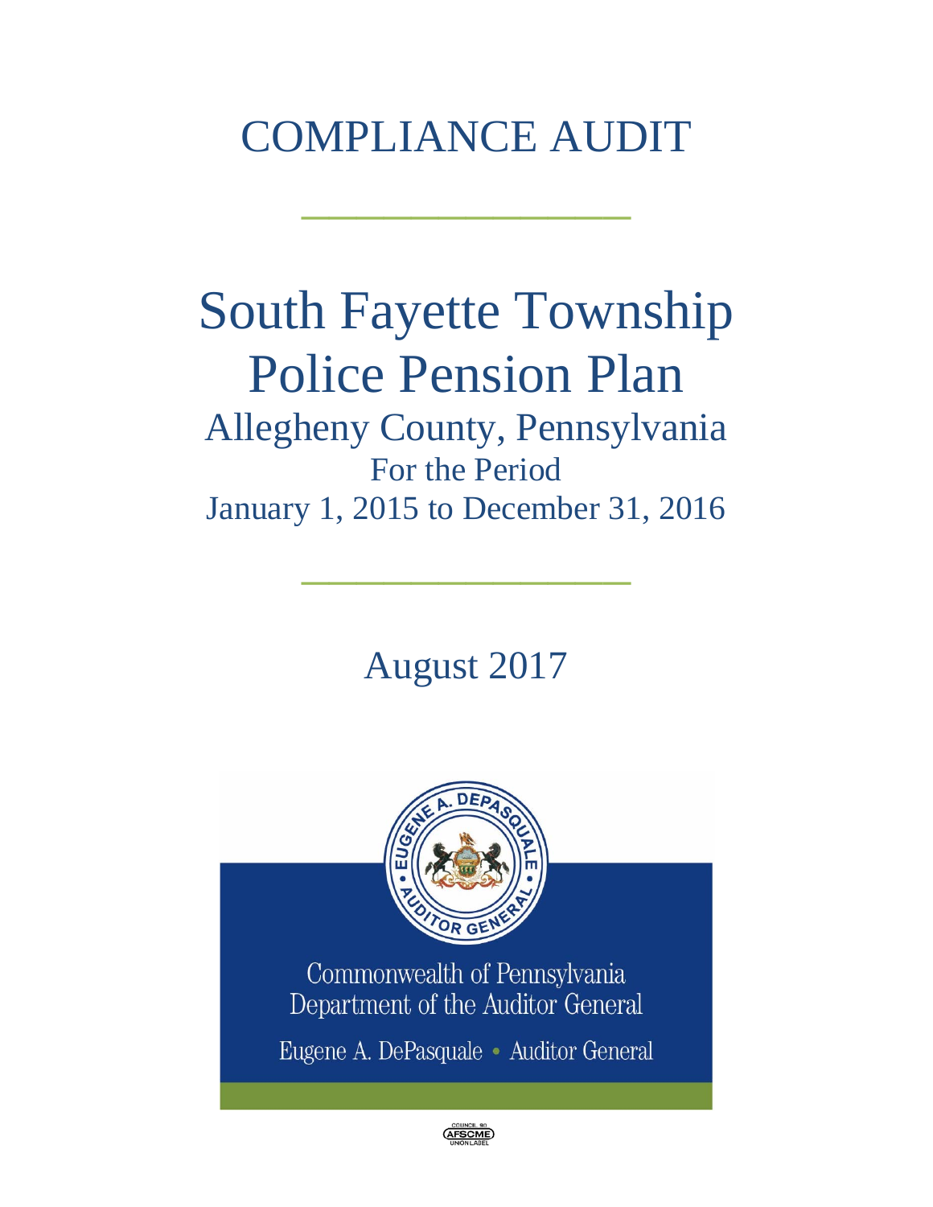# COMPLIANCE AUDIT

# South Fayette Township Police Pension Plan

## Allegheny County, Pennsylvania

For the Period

January 1, 2015 to December 31, 2016

August 2017

Commonwealth of Pennsylvania
Department of the Auditor General

Eugene A. DePasquale • Auditor General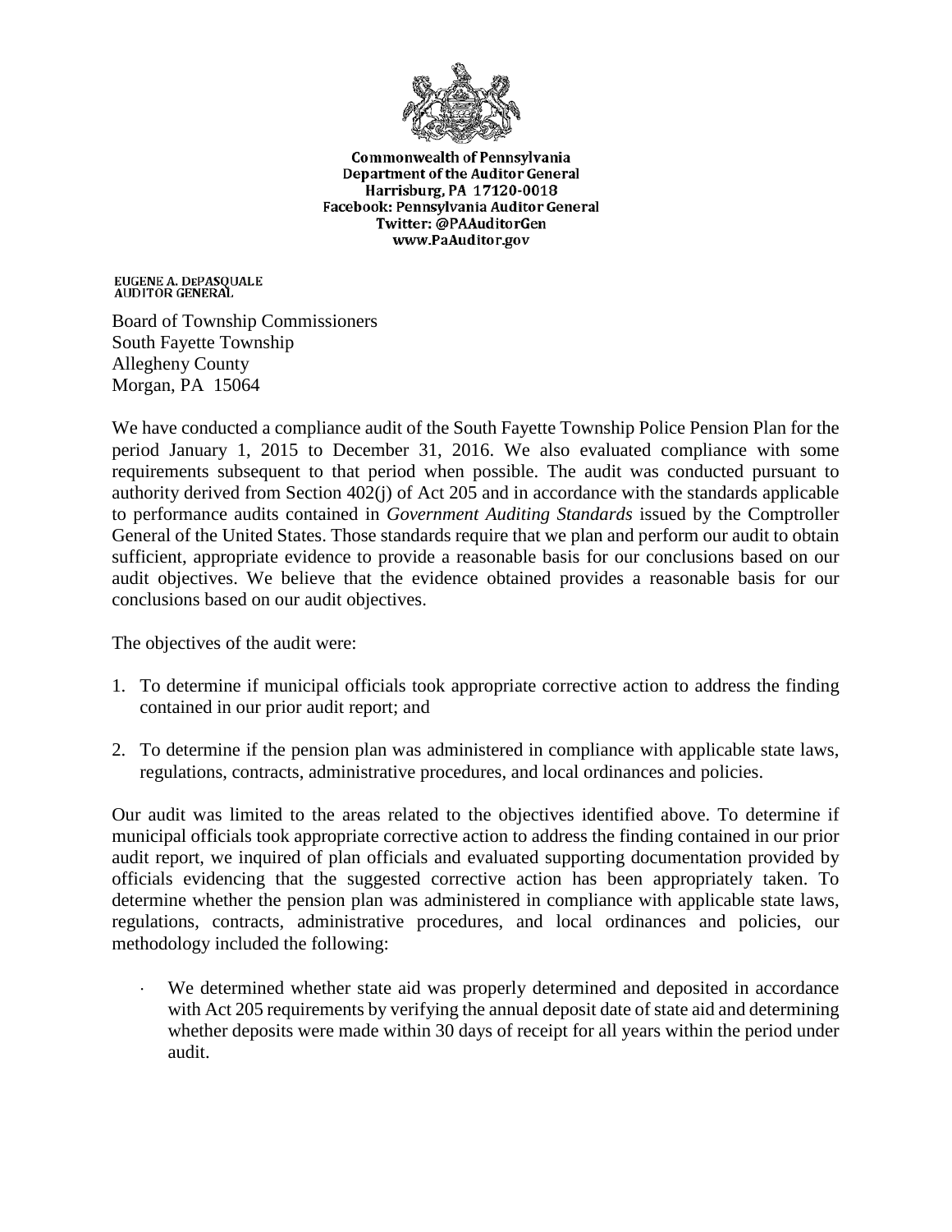**Commonwealth of Pennsylvania**
**Department of the Auditor General**
**Harrisburg, PA 17120-0018**
**Facebook: Pennsylvania Auditor General**
**Twitter: @PAAuditorGen**
**www.PaAuditor.gov**

**EUGENE A. DePASQUALE**
**AUDITOR GENERAL**

Board of Township Commissioners
South Fayette Township
Allegheny County
Morgan, PA 15064

We have conducted a compliance audit of the South Fayette Township Police Pension Plan for the period January 1, 2015 to December 31, 2016. We also evaluated compliance with some requirements subsequent to that period when possible. The audit was conducted pursuant to authority derived from Section 402(j) of Act 205 and in accordance with the standards applicable to performance audits contained in *Government Auditing Standards* issued by the Comptroller General of the United States. Those standards require that we plan and perform our audit to obtain sufficient, appropriate evidence to provide a reasonable basis for our conclusions based on our audit objectives. We believe that the evidence obtained provides a reasonable basis for our conclusions based on our audit objectives.

The objectives of the audit were:

1. To determine if municipal officials took appropriate corrective action to address the finding contained in our prior audit report; and

2. To determine if the pension plan was administered in compliance with applicable state laws, regulations, contracts, administrative procedures, and local ordinances and policies.

Our audit was limited to the areas related to the objectives identified above. To determine if municipal officials took appropriate corrective action to address the finding contained in our prior audit report, we inquired of plan officials and evaluated supporting documentation provided by officials evidencing that the suggested corrective action has been appropriately taken. To determine whether the pension plan was administered in compliance with applicable state laws, regulations, contracts, administrative procedures, and local ordinances and policies, our methodology included the following:

- We determined whether state aid was properly determined and deposited in accordance with Act 205 requirements by verifying the annual deposit date of state aid and determining whether deposits were made within 30 days of receipt for all years within the period under audit.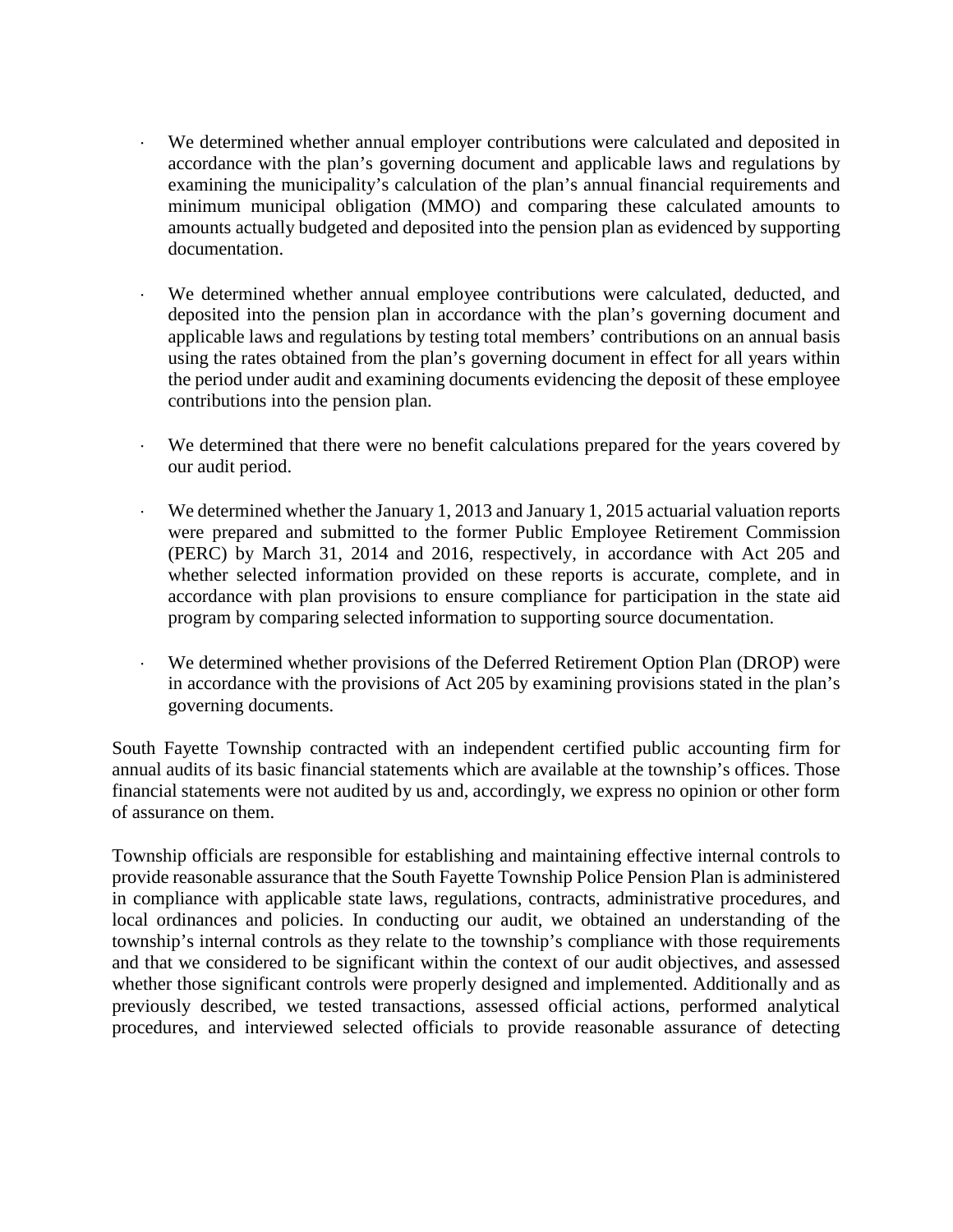- We determined whether annual employer contributions were calculated and deposited in accordance with the plan's governing document and applicable laws and regulations by examining the municipality's calculation of the plan's annual financial requirements and minimum municipal obligation (MMO) and comparing these calculated amounts to amounts actually budgeted and deposited into the pension plan as evidenced by supporting documentation.

- We determined whether annual employee contributions were calculated, deducted, and deposited into the pension plan in accordance with the plan's governing document and applicable laws and regulations by testing total members' contributions on an annual basis using the rates obtained from the plan's governing document in effect for all years within the period under audit and examining documents evidencing the deposit of these employee contributions into the pension plan.

- We determined that there were no benefit calculations prepared for the years covered by our audit period.

- We determined whether the January 1, 2013 and January 1, 2015 actuarial valuation reports were prepared and submitted to the former Public Employee Retirement Commission (PERC) by March 31, 2014 and 2016, respectively, in accordance with Act 205 and whether selected information provided on these reports is accurate, complete, and in accordance with plan provisions to ensure compliance for participation in the state aid program by comparing selected information to supporting source documentation.

- We determined whether provisions of the Deferred Retirement Option Plan (DROP) were in accordance with the provisions of Act 205 by examining provisions stated in the plan's governing documents.

South Fayette Township contracted with an independent certified public accounting firm for annual audits of its basic financial statements which are available at the township's offices. Those financial statements were not audited by us and, accordingly, we express no opinion or other form of assurance on them.

Township officials are responsible for establishing and maintaining effective internal controls to provide reasonable assurance that the South Fayette Township Police Pension Plan is administered in compliance with applicable state laws, regulations, contracts, administrative procedures, and local ordinances and policies. In conducting our audit, we obtained an understanding of the township's internal controls as they relate to the township's compliance with those requirements and that we considered to be significant within the context of our audit objectives, and assessed whether those significant controls were properly designed and implemented. Additionally and as previously described, we tested transactions, assessed official actions, performed analytical procedures, and interviewed selected officials to provide reasonable assurance of detecting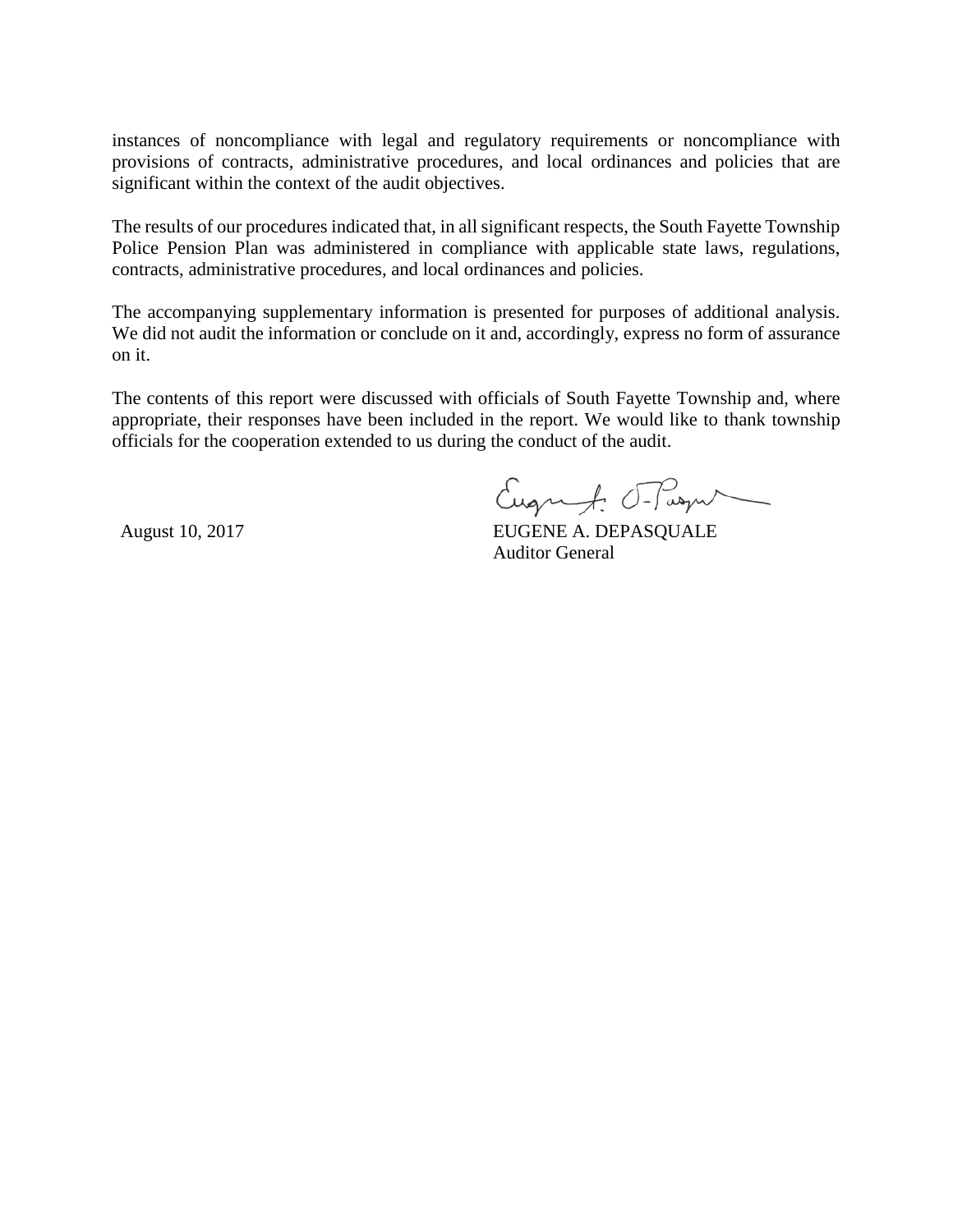instances of noncompliance with legal and regulatory requirements or noncompliance with provisions of contracts, administrative procedures, and local ordinances and policies that are significant within the context of the audit objectives.

The results of our procedures indicated that, in all significant respects, the South Fayette Township Police Pension Plan was administered in compliance with applicable state laws, regulations, contracts, administrative procedures, and local ordinances and policies.

The accompanying supplementary information is presented for purposes of additional analysis. We did not audit the information or conclude on it and, accordingly, express no form of assurance on it.

The contents of this report were discussed with officials of South Fayette Township and, where appropriate, their responses have been included in the report. We would like to thank township officials for the cooperation extended to us during the conduct of the audit.

August 10, 2017

EUGENE A. DEPASQUALE
Auditor General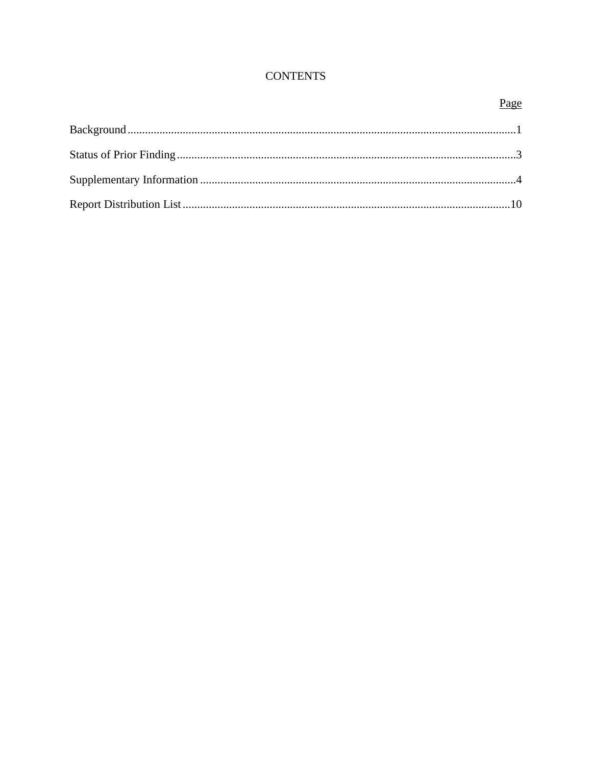# CONTENTS

| | Page |
|---|---|
| Background | 1 |
| Status of Prior Finding | 3 |
| Supplementary Information | 4 |
| Report Distribution List | 10 |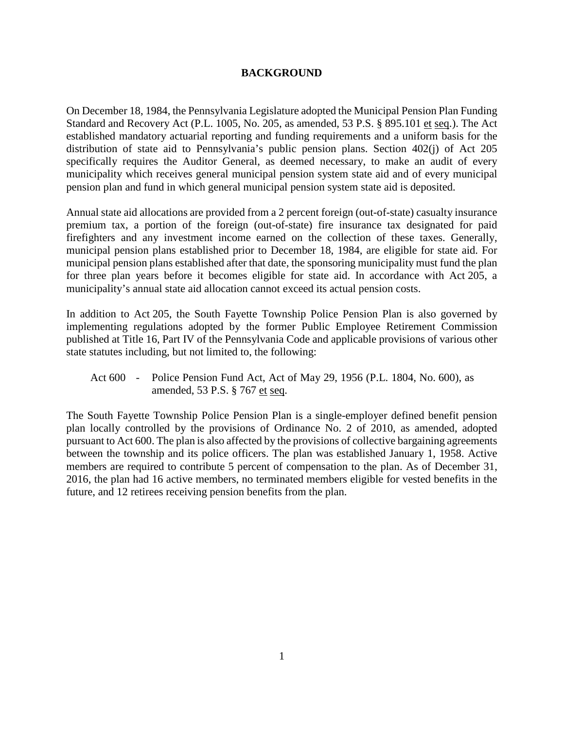# BACKGROUND

On December 18, 1984, the Pennsylvania Legislature adopted the Municipal Pension Plan Funding Standard and Recovery Act (P.L. 1005, No. 205, as amended, 53 P.S. § 895.101 et seq.). The Act established mandatory actuarial reporting and funding requirements and a uniform basis for the distribution of state aid to Pennsylvania's public pension plans. Section 402(j) of Act 205 specifically requires the Auditor General, as deemed necessary, to make an audit of every municipality which receives general municipal pension system state aid and of every municipal pension plan and fund in which general municipal pension system state aid is deposited.

Annual state aid allocations are provided from a 2 percent foreign (out-of-state) casualty insurance premium tax, a portion of the foreign (out-of-state) fire insurance tax designated for paid firefighters and any investment income earned on the collection of these taxes. Generally, municipal pension plans established prior to December 18, 1984, are eligible for state aid. For municipal pension plans established after that date, the sponsoring municipality must fund the plan for three plan years before it becomes eligible for state aid. In accordance with Act 205, a municipality's annual state aid allocation cannot exceed its actual pension costs.

In addition to Act 205, the South Fayette Township Police Pension Plan is also governed by implementing regulations adopted by the former Public Employee Retirement Commission published at Title 16, Part IV of the Pennsylvania Code and applicable provisions of various other state statutes including, but not limited to, the following:

Act 600 - Police Pension Fund Act, Act of May 29, 1956 (P.L. 1804, No. 600), as amended, 53 P.S. § 767 et seq.

The South Fayette Township Police Pension Plan is a single-employer defined benefit pension plan locally controlled by the provisions of Ordinance No. 2 of 2010, as amended, adopted pursuant to Act 600. The plan is also affected by the provisions of collective bargaining agreements between the township and its police officers. The plan was established January 1, 1958. Active members are required to contribute 5 percent of compensation to the plan. As of December 31, 2016, the plan had 16 active members, no terminated members eligible for vested benefits in the future, and 12 retirees receiving pension benefits from the plan.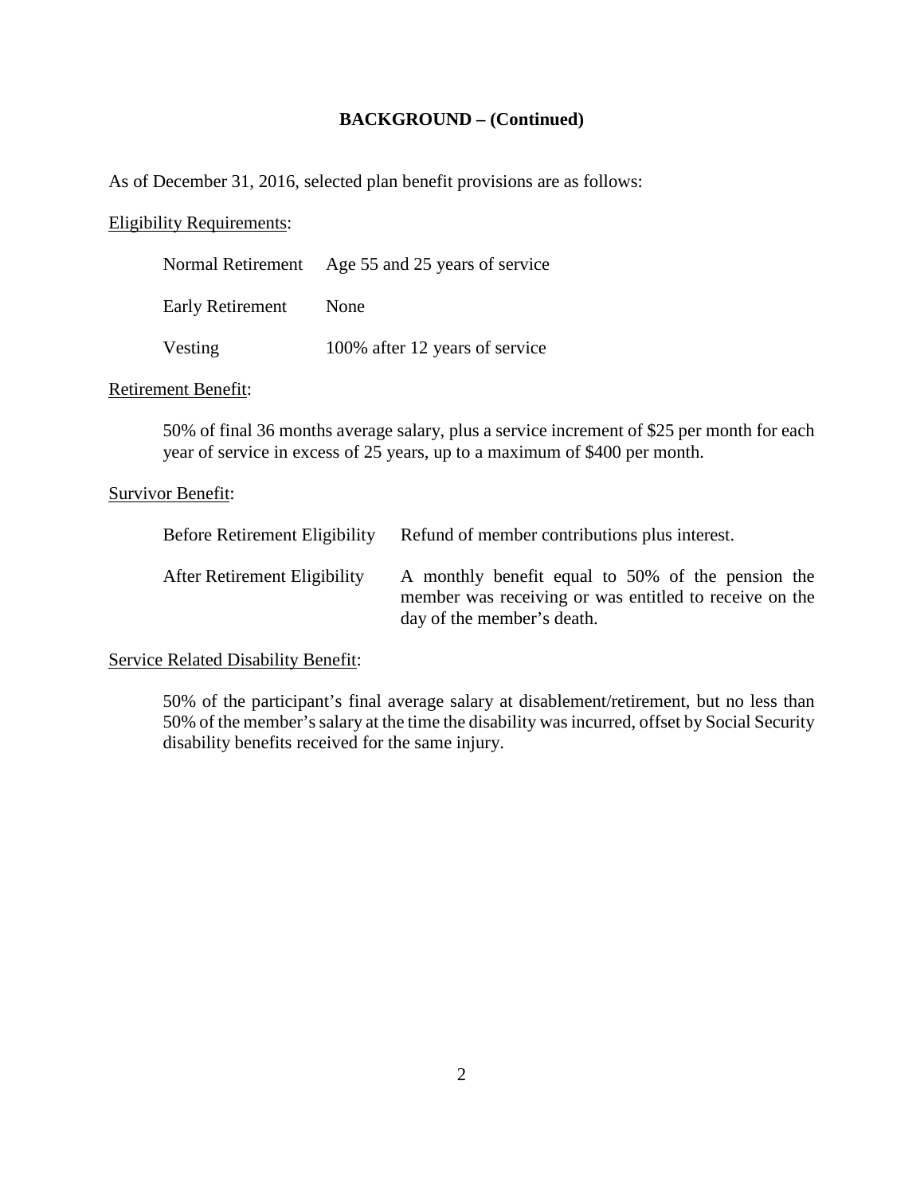## BACKGROUND – (Continued)

As of December 31, 2016, selected plan benefit provisions are as follows:

Eligibility Requirements:

| | |
|---|---|
| Normal Retirement | Age 55 and 25 years of service |
| Early Retirement | None |
| Vesting | 100% after 12 years of service |

Retirement Benefit:

50% of final 36 months average salary, plus a service increment of $25 per month for each year of service in excess of 25 years, up to a maximum of $400 per month.

Survivor Benefit:

| | |
|---|---|
| Before Retirement Eligibility | Refund of member contributions plus interest. |
| After Retirement Eligibility | A monthly benefit equal to 50% of the pension the member was receiving or was entitled to receive on the day of the member's death. |

Service Related Disability Benefit:

50% of the participant's final average salary at disablement/retirement, but no less than 50% of the member's salary at the time the disability was incurred, offset by Social Security disability benefits received for the same injury.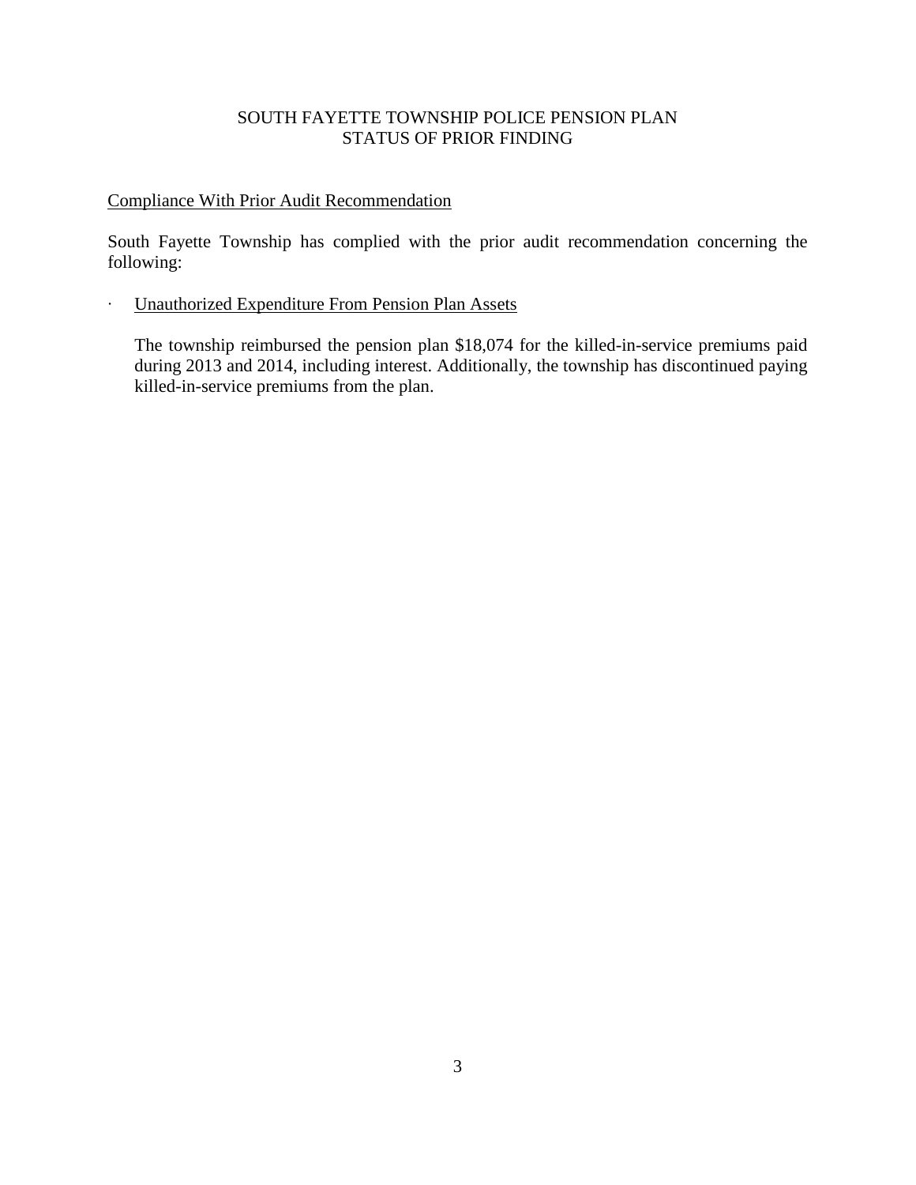# SOUTH FAYETTE TOWNSHIP POLICE PENSION PLAN
# STATUS OF PRIOR FINDING

Compliance With Prior Audit Recommendation

South Fayette Township has complied with the prior audit recommendation concerning the following:

- Unauthorized Expenditure From Pension Plan Assets

  The township reimbursed the pension plan $18,074 for the killed-in-service premiums paid during 2013 and 2014, including interest. Additionally, the township has discontinued paying killed-in-service premiums from the plan.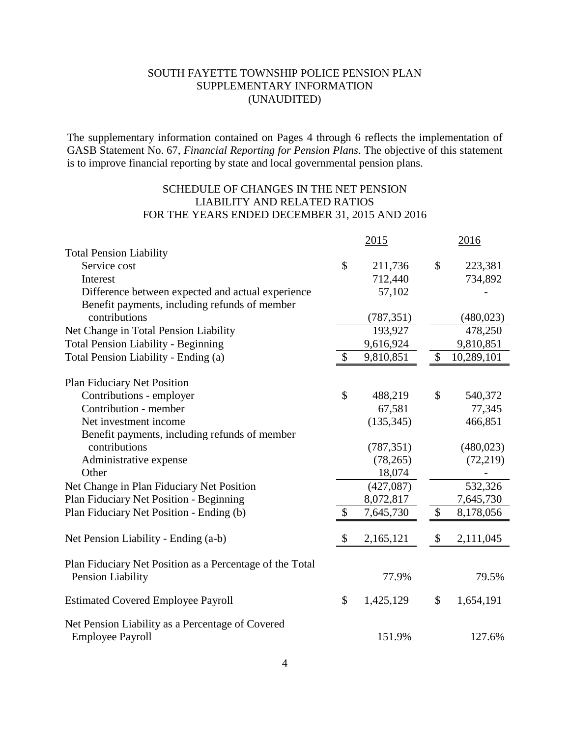# SOUTH FAYETTE TOWNSHIP POLICE PENSION PLAN
## SUPPLEMENTARY INFORMATION
## (UNAUDITED)

The supplementary information contained on Pages 4 through 6 reflects the implementation of GASB Statement No. 67, *Financial Reporting for Pension Plans*. The objective of this statement is to improve financial reporting by state and local governmental pension plans.

### SCHEDULE OF CHANGES IN THE NET PENSION LIABILITY AND RELATED RATIOS FOR THE YEARS ENDED DECEMBER 31, 2015 AND 2016

| | 2015 | 2016 |
|---|---|---|
| **Total Pension Liability** | | |
| Service cost | $ 211,736 | $ 223,381 |
| Interest | 712,440 | 734,892 |
| Difference between expected and actual experience | 57,102 | - |
| Benefit payments, including refunds of member contributions | (787,351) | (480,023) |
| Net Change in Total Pension Liability | 193,927 | 478,250 |
| Total Pension Liability - Beginning | 9,616,924 | 9,810,851 |
| Total Pension Liability - Ending (a) | $ 9,810,851 | $ 10,289,101 |
| **Plan Fiduciary Net Position** | | |
| Contributions - employer | $ 488,219 | $ 540,372 |
| Contribution - member | 67,581 | 77,345 |
| Net investment income | (135,345) | 466,851 |
| Benefit payments, including refunds of member contributions | (787,351) | (480,023) |
| Administrative expense | (78,265) | (72,219) |
| Other | 18,074 | - |
| Net Change in Plan Fiduciary Net Position | (427,087) | 532,326 |
| Plan Fiduciary Net Position - Beginning | 8,072,817 | 7,645,730 |
| Plan Fiduciary Net Position - Ending (b) | $ 7,645,730 | $ 8,178,056 |
| Net Pension Liability - Ending (a-b) | $ 2,165,121 | $ 2,111,045 |
| Plan Fiduciary Net Position as a Percentage of the Total Pension Liability | 77.9% | 79.5% |
| Estimated Covered Employee Payroll | $ 1,425,129 | $ 1,654,191 |
| Net Pension Liability as a Percentage of Covered Employee Payroll | 151.9% | 127.6% |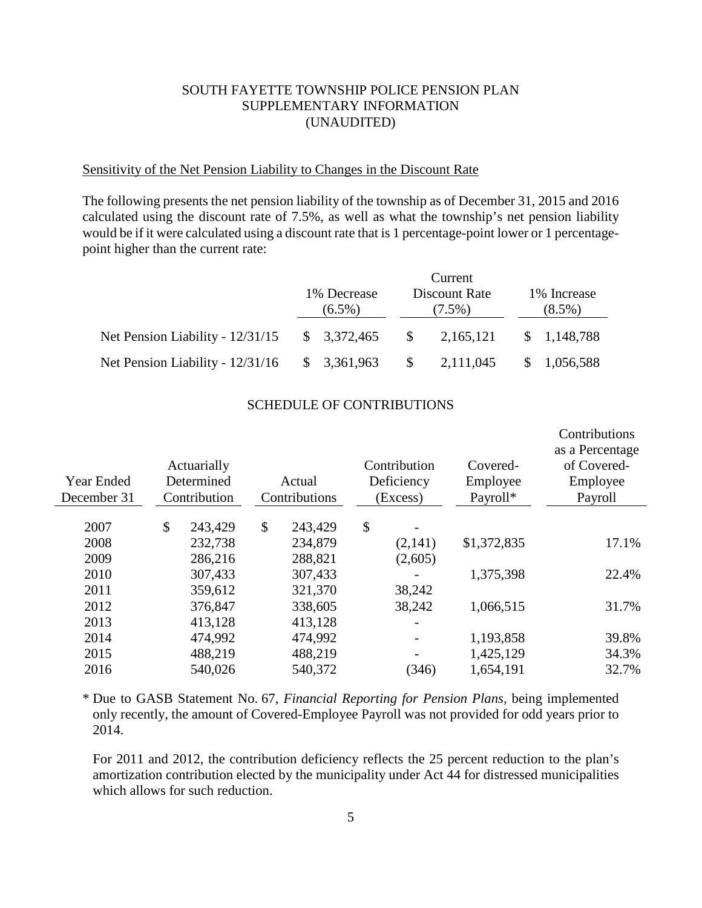# SOUTH FAYETTE TOWNSHIP POLICE PENSION PLAN
## SUPPLEMENTARY INFORMATION
## (UNAUDITED)

### Sensitivity of the Net Pension Liability to Changes in the Discount Rate

The following presents the net pension liability of the township as of December 31, 2015 and 2016 calculated using the discount rate of 7.5%, as well as what the township's net pension liability would be if it were calculated using a discount rate that is 1 percentage-point lower or 1 percentage-point higher than the current rate:

| | 1% Decrease (6.5%) | Current Discount Rate (7.5%) | 1% Increase (8.5%) |
|---|---|---|---|
| Net Pension Liability - 12/31/15 | $ 3,372,465 | $ 2,165,121 | $ 1,148,788 |
| Net Pension Liability - 12/31/16 | $ 3,361,963 | $ 2,111,045 | $ 1,056,588 |

### SCHEDULE OF CONTRIBUTIONS

| Year Ended December 31 | Actuarially Determined Contribution | Actual Contributions | Contribution Deficiency (Excess) | Covered-Employee Payroll* | Contributions as a Percentage of Covered-Employee Payroll |
|---|---|---|---|---|---|
| 2007 | $ 243,429 | $ 243,429 | $ - | | |
| 2008 | 232,738 | 234,879 | (2,141) | $1,372,835 | 17.1% |
| 2009 | 286,216 | 288,821 | (2,605) | | |
| 2010 | 307,433 | 307,433 | - | 1,375,398 | 22.4% |
| 2011 | 359,612 | 321,370 | 38,242 | | |
| 2012 | 376,847 | 338,605 | 38,242 | 1,066,515 | 31.7% |
| 2013 | 413,128 | 413,128 | - | | |
| 2014 | 474,992 | 474,992 | - | 1,193,858 | 39.8% |
| 2015 | 488,219 | 488,219 | - | 1,425,129 | 34.3% |
| 2016 | 540,026 | 540,372 | (346) | 1,654,191 | 32.7% |

* Due to GASB Statement No. 67, *Financial Reporting for Pension Plans*, being implemented only recently, the amount of Covered-Employee Payroll was not provided for odd years prior to 2014.

For 2011 and 2012, the contribution deficiency reflects the 25 percent reduction to the plan's amortization contribution elected by the municipality under Act 44 for distressed municipalities which allows for such reduction.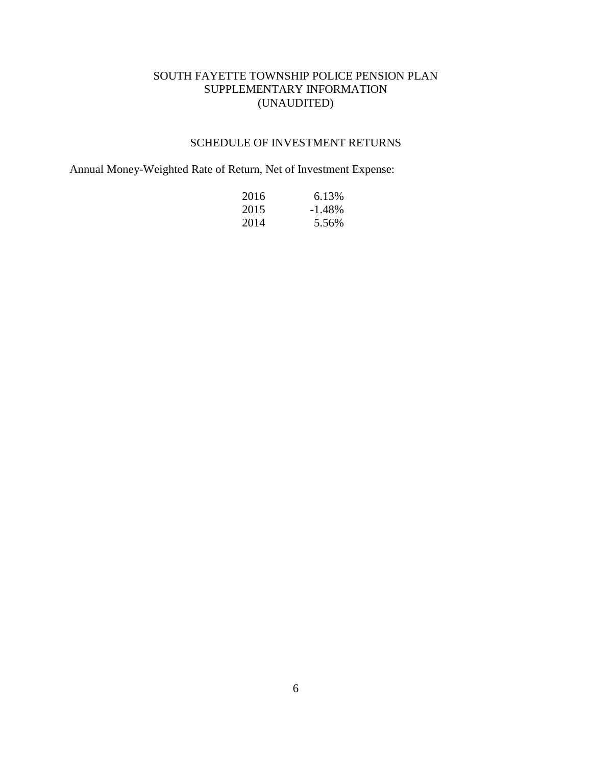# SOUTH FAYETTE TOWNSHIP POLICE PENSION PLAN
## SUPPLEMENTARY INFORMATION
## (UNAUDITED)

### SCHEDULE OF INVESTMENT RETURNS

Annual Money-Weighted Rate of Return, Net of Investment Expense:

| Year | Return |
| --- | --- |
| 2016 | 6.13% |
| 2015 | -1.48% |
| 2014 | 5.56% |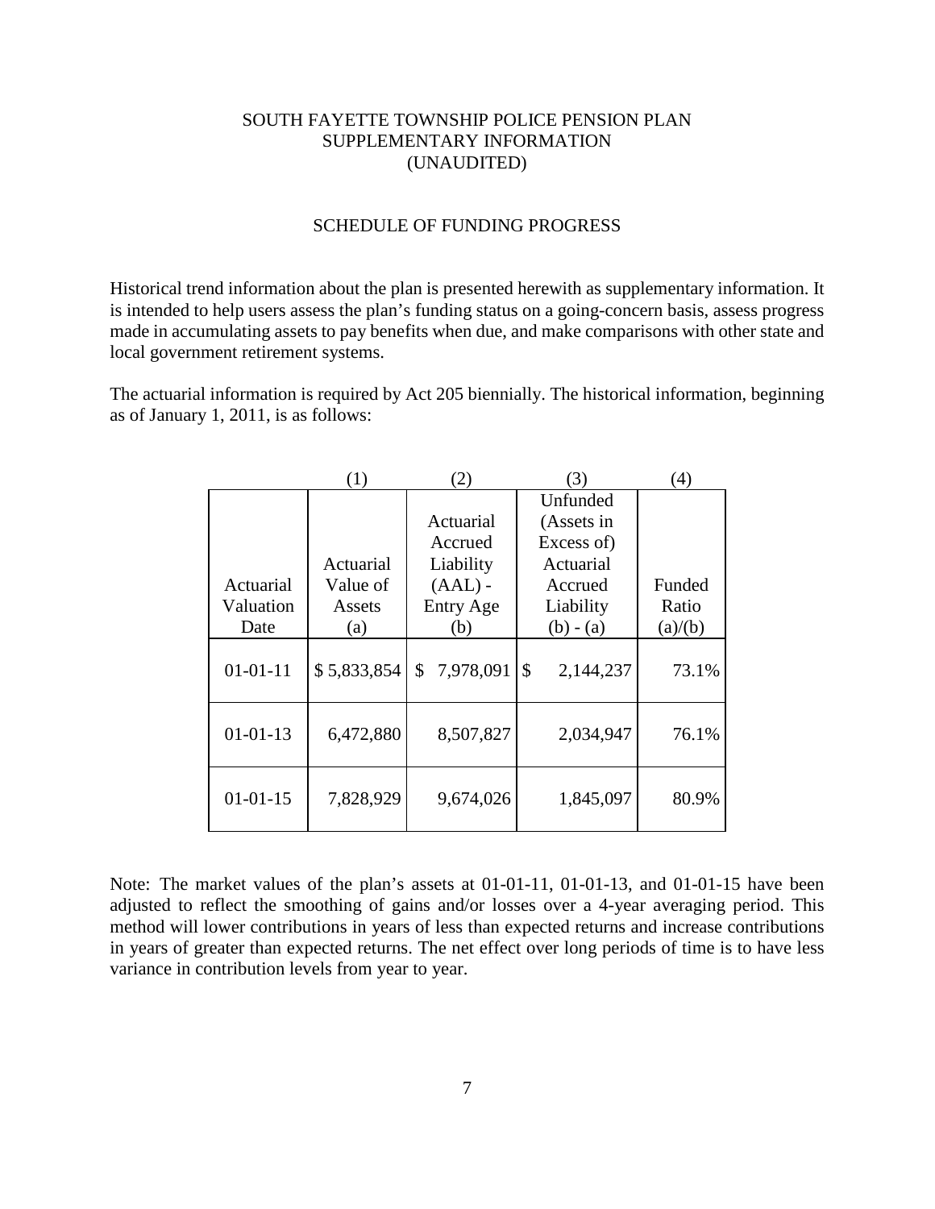# SOUTH FAYETTE TOWNSHIP POLICE PENSION PLAN
## SUPPLEMENTARY INFORMATION
## (UNAUDITED)

### SCHEDULE OF FUNDING PROGRESS

Historical trend information about the plan is presented herewith as supplementary information. It is intended to help users assess the plan's funding status on a going-concern basis, assess progress made in accumulating assets to pay benefits when due, and make comparisons with other state and local government retirement systems.

The actuarial information is required by Act 205 biennially. The historical information, beginning as of January 1, 2011, is as follows:

| | (1) | (2) | (3) | (4) |
|---|---|---|---|---|
| Actuarial Valuation Date | Actuarial Value of Assets (a) | Actuarial Accrued Liability (AAL) - Entry Age (b) | Unfunded (Assets in Excess of) Actuarial Accrued Liability (b) - (a) | Funded Ratio (a)/(b) |
| 01-01-11 | $ 5,833,854 | $ 7,978,091 | $ 2,144,237 | 73.1% |
| 01-01-13 | 6,472,880 | 8,507,827 | 2,034,947 | 76.1% |
| 01-01-15 | 7,828,929 | 9,674,026 | 1,845,097 | 80.9% |

Note: The market values of the plan's assets at 01-01-11, 01-01-13, and 01-01-15 have been adjusted to reflect the smoothing of gains and/or losses over a 4-year averaging period. This method will lower contributions in years of less than expected returns and increase contributions in years of greater than expected returns. The net effect over long periods of time is to have less variance in contribution levels from year to year.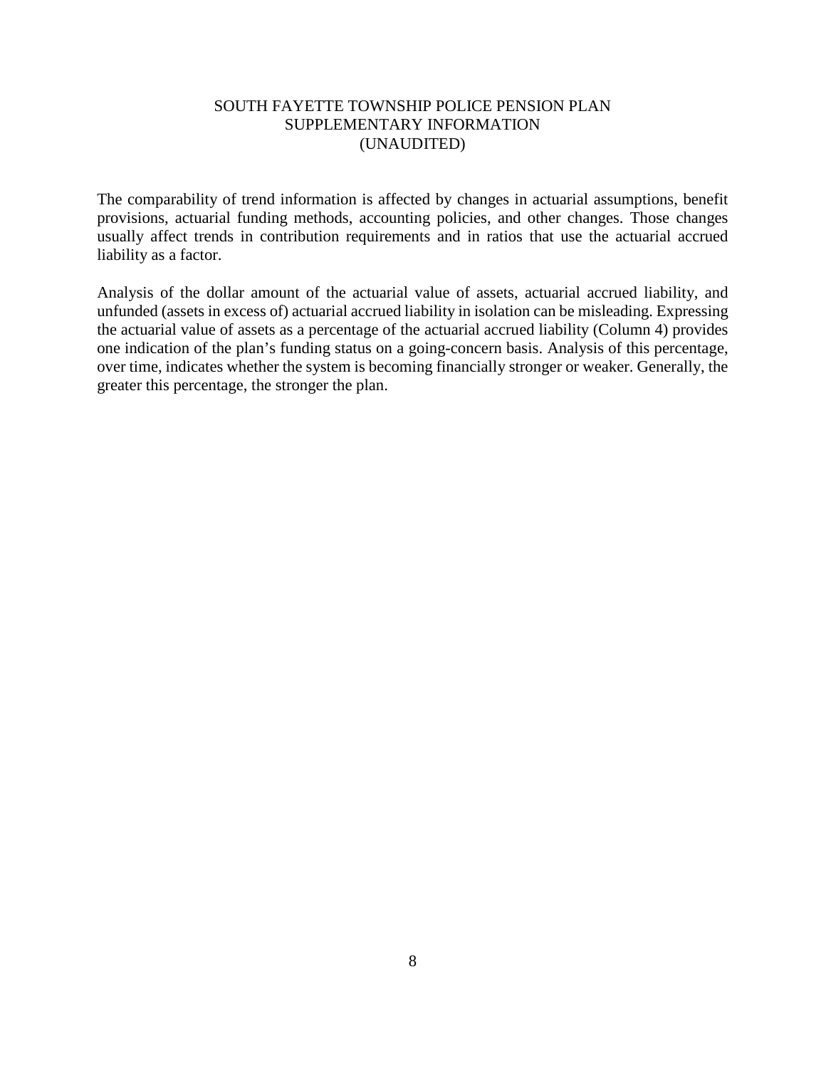# SOUTH FAYETTE TOWNSHIP POLICE PENSION PLAN
## SUPPLEMENTARY INFORMATION
## (UNAUDITED)

The comparability of trend information is affected by changes in actuarial assumptions, benefit provisions, actuarial funding methods, accounting policies, and other changes. Those changes usually affect trends in contribution requirements and in ratios that use the actuarial accrued liability as a factor.

Analysis of the dollar amount of the actuarial value of assets, actuarial accrued liability, and unfunded (assets in excess of) actuarial accrued liability in isolation can be misleading. Expressing the actuarial value of assets as a percentage of the actuarial accrued liability (Column 4) provides one indication of the plan's funding status on a going-concern basis. Analysis of this percentage, over time, indicates whether the system is becoming financially stronger or weaker. Generally, the greater this percentage, the stronger the plan.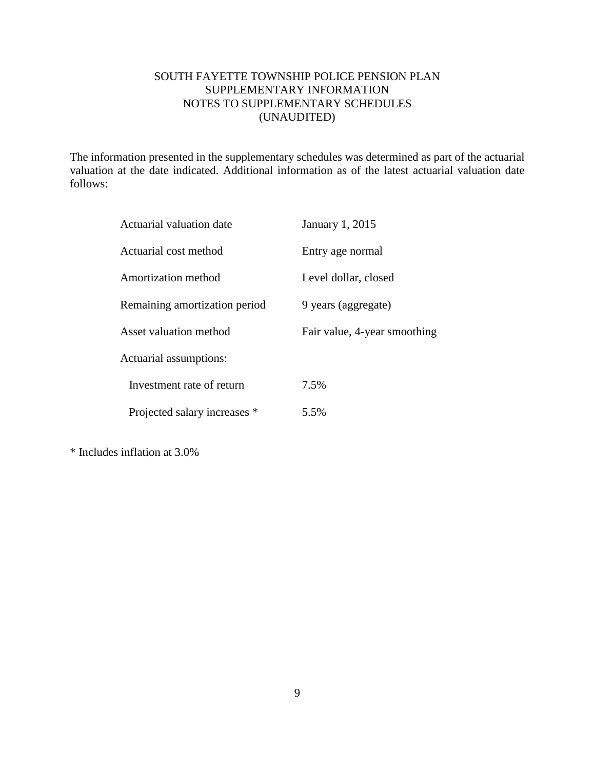# SOUTH FAYETTE TOWNSHIP POLICE PENSION PLAN
## SUPPLEMENTARY INFORMATION
## NOTES TO SUPPLEMENTARY SCHEDULES
## (UNAUDITED)

The information presented in the supplementary schedules was determined as part of the actuarial valuation at the date indicated. Additional information as of the latest actuarial valuation date follows:

| | |
|---|---|
| Actuarial valuation date | January 1, 2015 |
| Actuarial cost method | Entry age normal |
| Amortization method | Level dollar, closed |
| Remaining amortization period | 9 years (aggregate) |
| Asset valuation method | Fair value, 4-year smoothing |
| Actuarial assumptions: | |
| Investment rate of return | 7.5% |
| Projected salary increases * | 5.5% |

* Includes inflation at 3.0%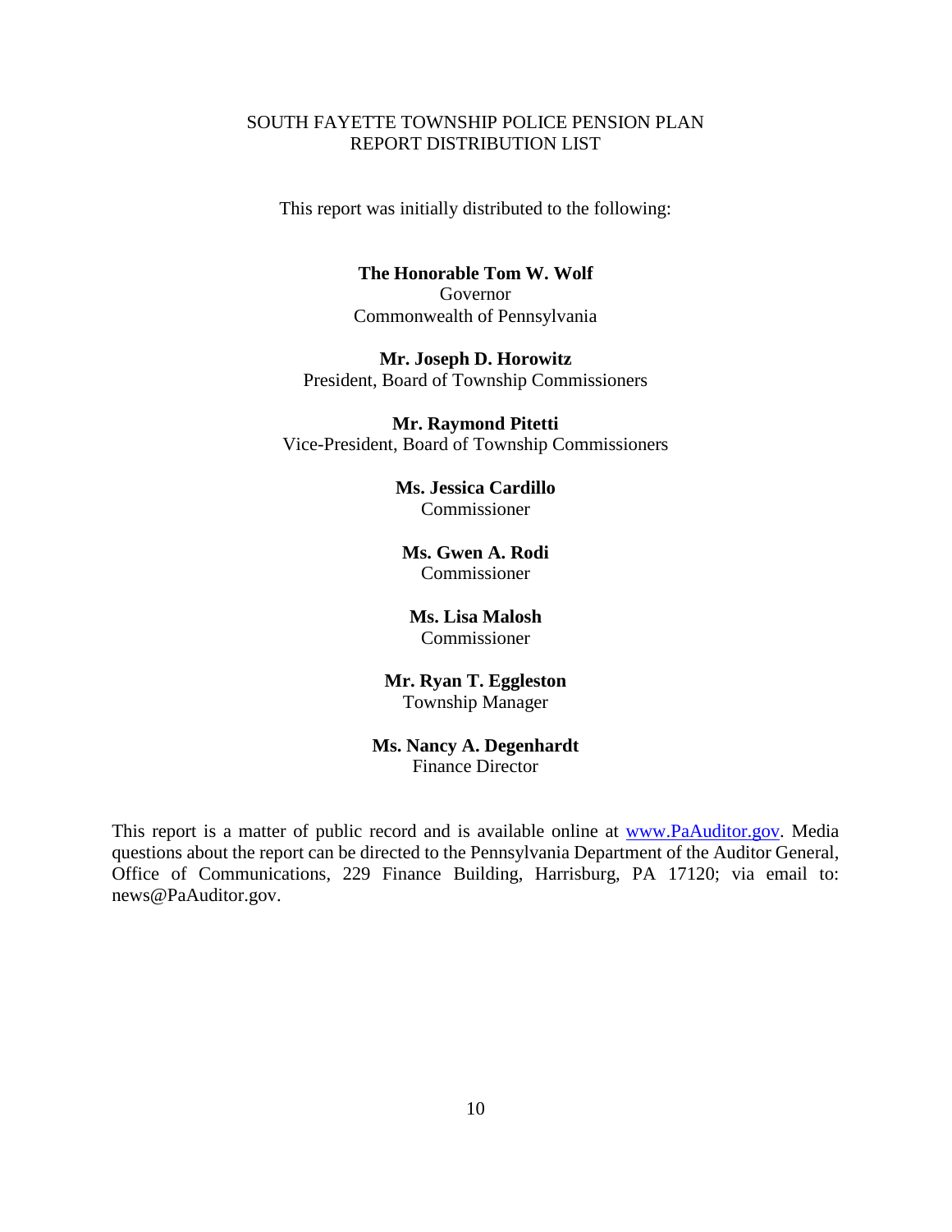# SOUTH FAYETTE TOWNSHIP POLICE PENSION PLAN
# REPORT DISTRIBUTION LIST

This report was initially distributed to the following:

**The Honorable Tom W. Wolf**
Governor
Commonwealth of Pennsylvania

**Mr. Joseph D. Horowitz**
President, Board of Township Commissioners

**Mr. Raymond Pitetti**
Vice-President, Board of Township Commissioners

**Ms. Jessica Cardillo**
Commissioner

**Ms. Gwen A. Rodi**
Commissioner

**Ms. Lisa Malosh**
Commissioner

**Mr. Ryan T. Eggleston**
Township Manager

**Ms. Nancy A. Degenhardt**
Finance Director

This report is a matter of public record and is available online at [www.PaAuditor.gov](http://www.PaAuditor.gov). Media questions about the report can be directed to the Pennsylvania Department of the Auditor General, Office of Communications, 229 Finance Building, Harrisburg, PA 17120; via email to: news@PaAuditor.gov.